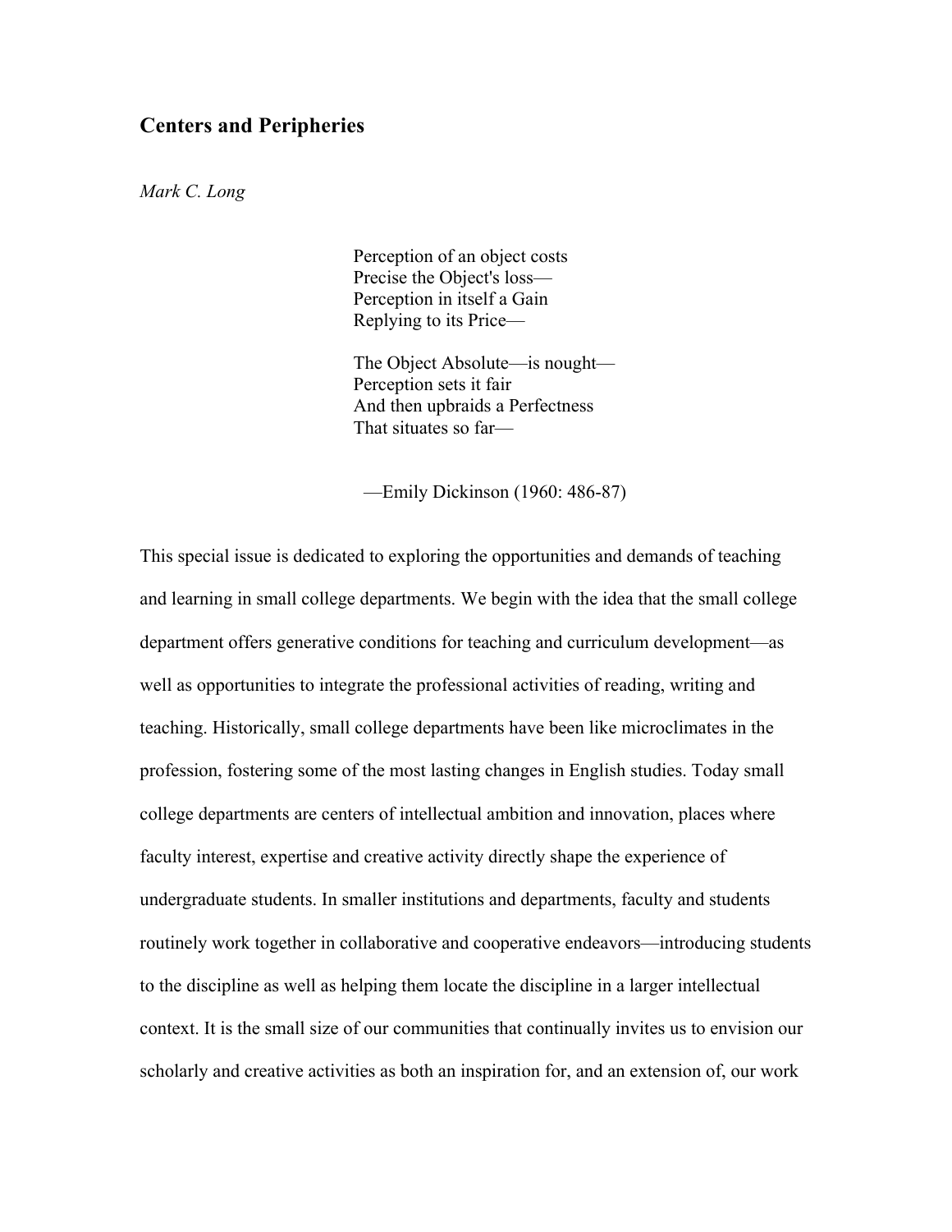## Centers and Peripheries

*Mark C. Long*

> Perception of an object costs
> Precise the Object's loss—
> Perception in itself a Gain
> Replying to its Price—
>
> The Object Absolute—is nought—
> Perception sets it fair
> And then upbraids a Perfectness
> That situates so far—
>
> —Emily Dickinson (1960: 486-87)

This special issue is dedicated to exploring the opportunities and demands of teaching and learning in small college departments. We begin with the idea that the small college department offers generative conditions for teaching and curriculum development—as well as opportunities to integrate the professional activities of reading, writing and teaching. Historically, small college departments have been like microclimates in the profession, fostering some of the most lasting changes in English studies. Today small college departments are centers of intellectual ambition and innovation, places where faculty interest, expertise and creative activity directly shape the experience of undergraduate students. In smaller institutions and departments, faculty and students routinely work together in collaborative and cooperative endeavors—introducing students to the discipline as well as helping them locate the discipline in a larger intellectual context. It is the small size of our communities that continually invites us to envision our scholarly and creative activities as both an inspiration for, and an extension of, our work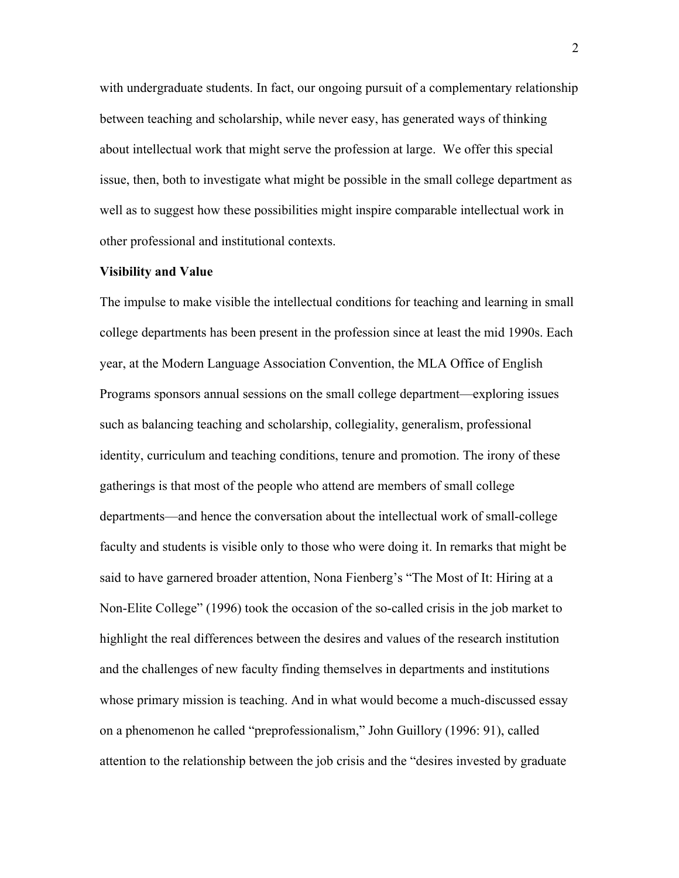with undergraduate students. In fact, our ongoing pursuit of a complementary relationship between teaching and scholarship, while never easy, has generated ways of thinking about intellectual work that might serve the profession at large. We offer this special issue, then, both to investigate what might be possible in the small college department as well as to suggest how these possibilities might inspire comparable intellectual work in other professional and institutional contexts.

**Visibility and Value**

The impulse to make visible the intellectual conditions for teaching and learning in small college departments has been present in the profession since at least the mid 1990s. Each year, at the Modern Language Association Convention, the MLA Office of English Programs sponsors annual sessions on the small college department—exploring issues such as balancing teaching and scholarship, collegiality, generalism, professional identity, curriculum and teaching conditions, tenure and promotion. The irony of these gatherings is that most of the people who attend are members of small college departments—and hence the conversation about the intellectual work of small-college faculty and students is visible only to those who were doing it. In remarks that might be said to have garnered broader attention, Nona Fienberg's "The Most of It: Hiring at a Non-Elite College" (1996) took the occasion of the so-called crisis in the job market to highlight the real differences between the desires and values of the research institution and the challenges of new faculty finding themselves in departments and institutions whose primary mission is teaching. And in what would become a much-discussed essay on a phenomenon he called "preprofessionalism," John Guillory (1996: 91), called attention to the relationship between the job crisis and the "desires invested by graduate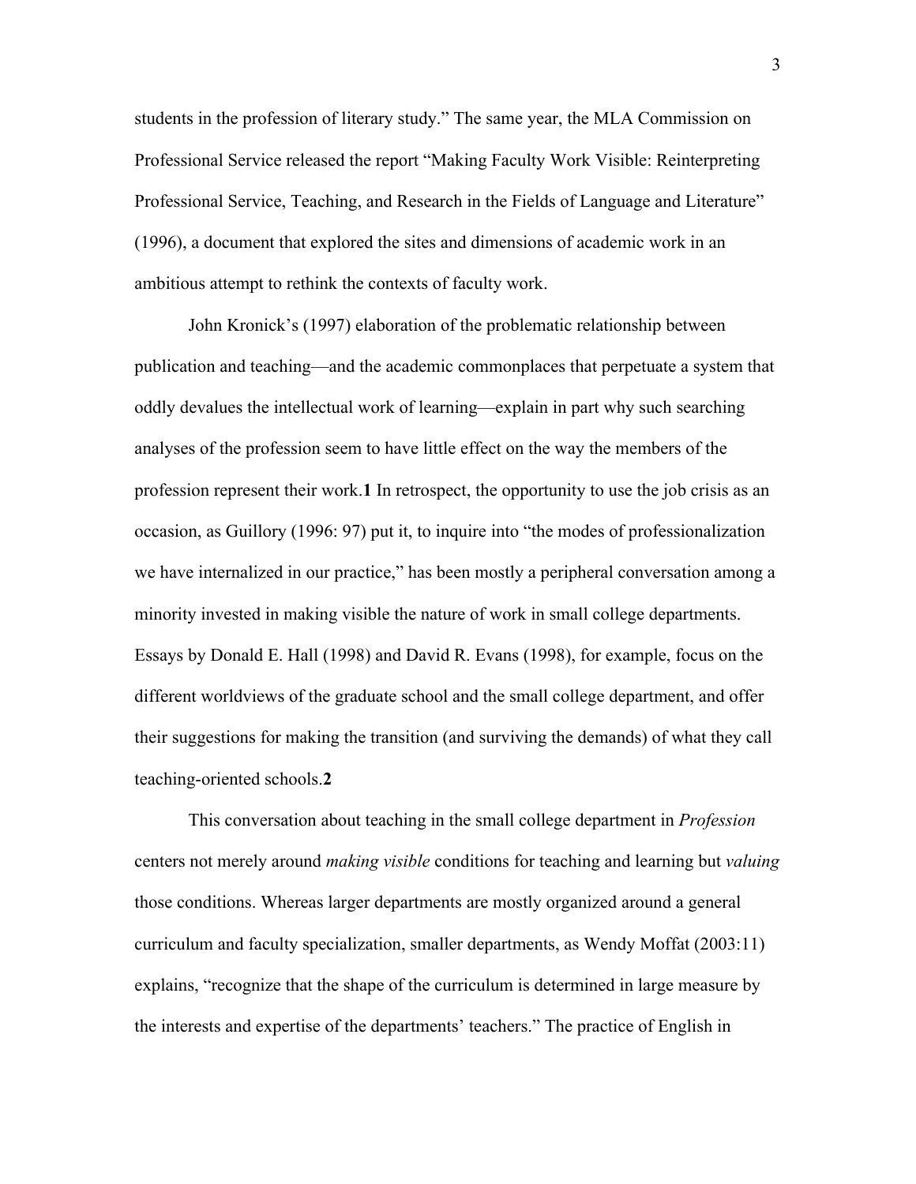students in the profession of literary study." The same year, the MLA Commission on Professional Service released the report "Making Faculty Work Visible: Reinterpreting Professional Service, Teaching, and Research in the Fields of Language and Literature" (1996), a document that explored the sites and dimensions of academic work in an ambitious attempt to rethink the contexts of faculty work.

John Kronick's (1997) elaboration of the problematic relationship between publication and teaching—and the academic commonplaces that perpetuate a system that oddly devalues the intellectual work of learning—explain in part why such searching analyses of the profession seem to have little effect on the way the members of the profession represent their work.**1** In retrospect, the opportunity to use the job crisis as an occasion, as Guillory (1996: 97) put it, to inquire into "the modes of professionalization we have internalized in our practice," has been mostly a peripheral conversation among a minority invested in making visible the nature of work in small college departments. Essays by Donald E. Hall (1998) and David R. Evans (1998), for example, focus on the different worldviews of the graduate school and the small college department, and offer their suggestions for making the transition (and surviving the demands) of what they call teaching-oriented schools.**2**

This conversation about teaching in the small college department in *Profession* centers not merely around *making visible* conditions for teaching and learning but *valuing* those conditions. Whereas larger departments are mostly organized around a general curriculum and faculty specialization, smaller departments, as Wendy Moffat (2003:11) explains, "recognize that the shape of the curriculum is determined in large measure by the interests and expertise of the departments' teachers." The practice of English in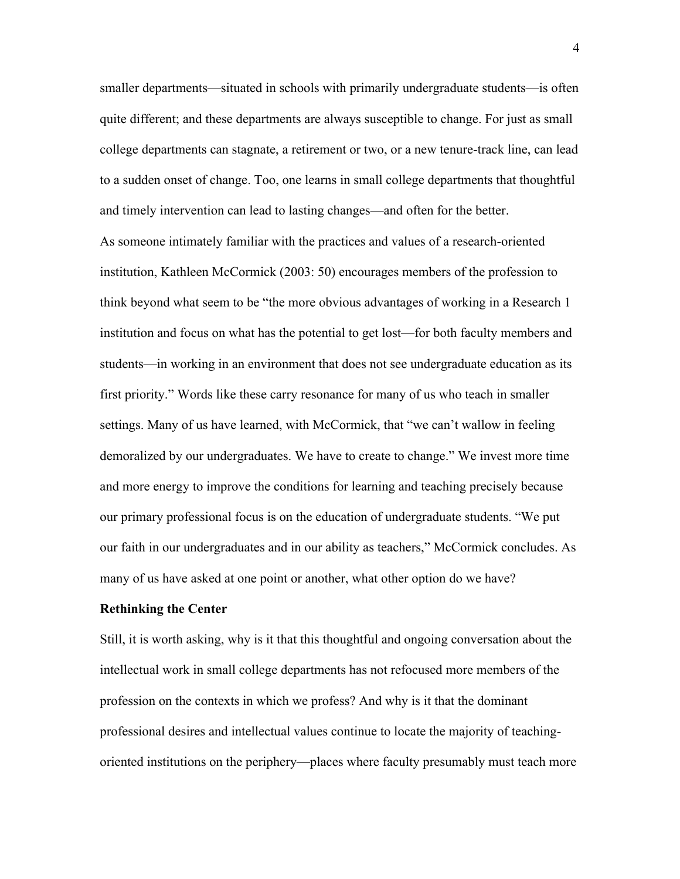smaller departments—situated in schools with primarily undergraduate students—is often quite different; and these departments are always susceptible to change. For just as small college departments can stagnate, a retirement or two, or a new tenure-track line, can lead to a sudden onset of change. Too, one learns in small college departments that thoughtful and timely intervention can lead to lasting changes—and often for the better.

As someone intimately familiar with the practices and values of a research-oriented institution, Kathleen McCormick (2003: 50) encourages members of the profession to think beyond what seem to be "the more obvious advantages of working in a Research 1 institution and focus on what has the potential to get lost—for both faculty members and students—in working in an environment that does not see undergraduate education as its first priority." Words like these carry resonance for many of us who teach in smaller settings. Many of us have learned, with McCormick, that "we can't wallow in feeling demoralized by our undergraduates. We have to create to change." We invest more time and more energy to improve the conditions for learning and teaching precisely because our primary professional focus is on the education of undergraduate students. "We put our faith in our undergraduates and in our ability as teachers," McCormick concludes. As many of us have asked at one point or another, what other option do we have?

**Rethinking the Center**

Still, it is worth asking, why is it that this thoughtful and ongoing conversation about the intellectual work in small college departments has not refocused more members of the profession on the contexts in which we profess? And why is it that the dominant professional desires and intellectual values continue to locate the majority of teaching-oriented institutions on the periphery—places where faculty presumably must teach more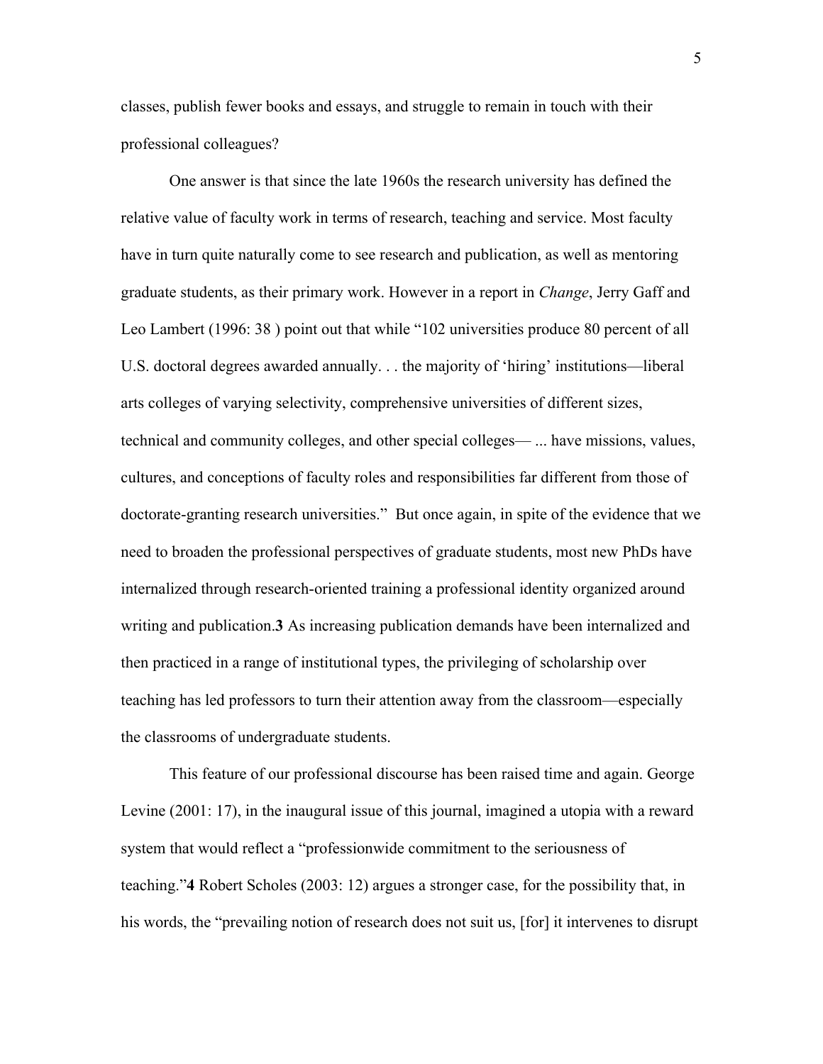classes, publish fewer books and essays, and struggle to remain in touch with their professional colleagues?

One answer is that since the late 1960s the research university has defined the relative value of faculty work in terms of research, teaching and service. Most faculty have in turn quite naturally come to see research and publication, as well as mentoring graduate students, as their primary work. However in a report in *Change*, Jerry Gaff and Leo Lambert (1996: 38 ) point out that while "102 universities produce 80 percent of all U.S. doctoral degrees awarded annually. . . the majority of 'hiring' institutions—liberal arts colleges of varying selectivity, comprehensive universities of different sizes, technical and community colleges, and other special colleges— ... have missions, values, cultures, and conceptions of faculty roles and responsibilities far different from those of doctorate-granting research universities." But once again, in spite of the evidence that we need to broaden the professional perspectives of graduate students, most new PhDs have internalized through research-oriented training a professional identity organized around writing and publication.**3** As increasing publication demands have been internalized and then practiced in a range of institutional types, the privileging of scholarship over teaching has led professors to turn their attention away from the classroom—especially the classrooms of undergraduate students.

This feature of our professional discourse has been raised time and again. George Levine (2001: 17), in the inaugural issue of this journal, imagined a utopia with a reward system that would reflect a "professionwide commitment to the seriousness of teaching."**4** Robert Scholes (2003: 12) argues a stronger case, for the possibility that, in his words, the "prevailing notion of research does not suit us, [for] it intervenes to disrupt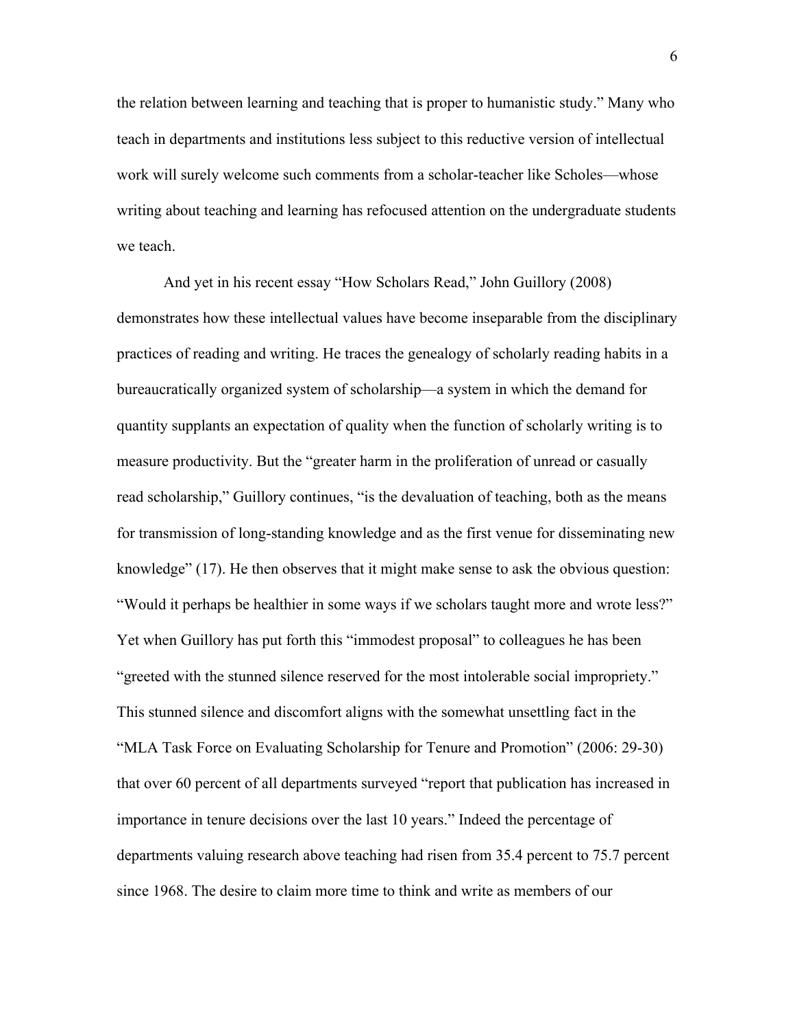the relation between learning and teaching that is proper to humanistic study." Many who teach in departments and institutions less subject to this reductive version of intellectual work will surely welcome such comments from a scholar-teacher like Scholes—whose writing about teaching and learning has refocused attention on the undergraduate students we teach.

And yet in his recent essay "How Scholars Read," John Guillory (2008) demonstrates how these intellectual values have become inseparable from the disciplinary practices of reading and writing. He traces the genealogy of scholarly reading habits in a bureaucratically organized system of scholarship—a system in which the demand for quantity supplants an expectation of quality when the function of scholarly writing is to measure productivity. But the "greater harm in the proliferation of unread or casually read scholarship," Guillory continues, "is the devaluation of teaching, both as the means for transmission of long-standing knowledge and as the first venue for disseminating new knowledge" (17). He then observes that it might make sense to ask the obvious question: "Would it perhaps be healthier in some ways if we scholars taught more and wrote less?" Yet when Guillory has put forth this "immodest proposal" to colleagues he has been "greeted with the stunned silence reserved for the most intolerable social impropriety." This stunned silence and discomfort aligns with the somewhat unsettling fact in the "MLA Task Force on Evaluating Scholarship for Tenure and Promotion" (2006: 29-30) that over 60 percent of all departments surveyed "report that publication has increased in importance in tenure decisions over the last 10 years." Indeed the percentage of departments valuing research above teaching had risen from 35.4 percent to 75.7 percent since 1968. The desire to claim more time to think and write as members of our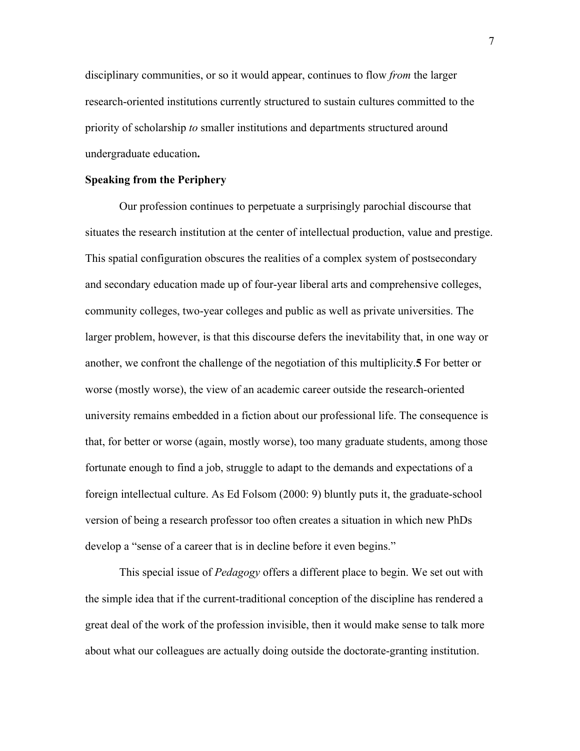disciplinary communities, or so it would appear, continues to flow *from* the larger research-oriented institutions currently structured to sustain cultures committed to the priority of scholarship *to* smaller institutions and departments structured around undergraduate education**.**

**Speaking from the Periphery**

Our profession continues to perpetuate a surprisingly parochial discourse that situates the research institution at the center of intellectual production, value and prestige. This spatial configuration obscures the realities of a complex system of postsecondary and secondary education made up of four-year liberal arts and comprehensive colleges, community colleges, two-year colleges and public as well as private universities. The larger problem, however, is that this discourse defers the inevitability that, in one way or another, we confront the challenge of the negotiation of this multiplicity.**5** For better or worse (mostly worse), the view of an academic career outside the research-oriented university remains embedded in a fiction about our professional life. The consequence is that, for better or worse (again, mostly worse), too many graduate students, among those fortunate enough to find a job, struggle to adapt to the demands and expectations of a foreign intellectual culture. As Ed Folsom (2000: 9) bluntly puts it, the graduate-school version of being a research professor too often creates a situation in which new PhDs develop a "sense of a career that is in decline before it even begins."

This special issue of *Pedagogy* offers a different place to begin. We set out with the simple idea that if the current-traditional conception of the discipline has rendered a great deal of the work of the profession invisible, then it would make sense to talk more about what our colleagues are actually doing outside the doctorate-granting institution.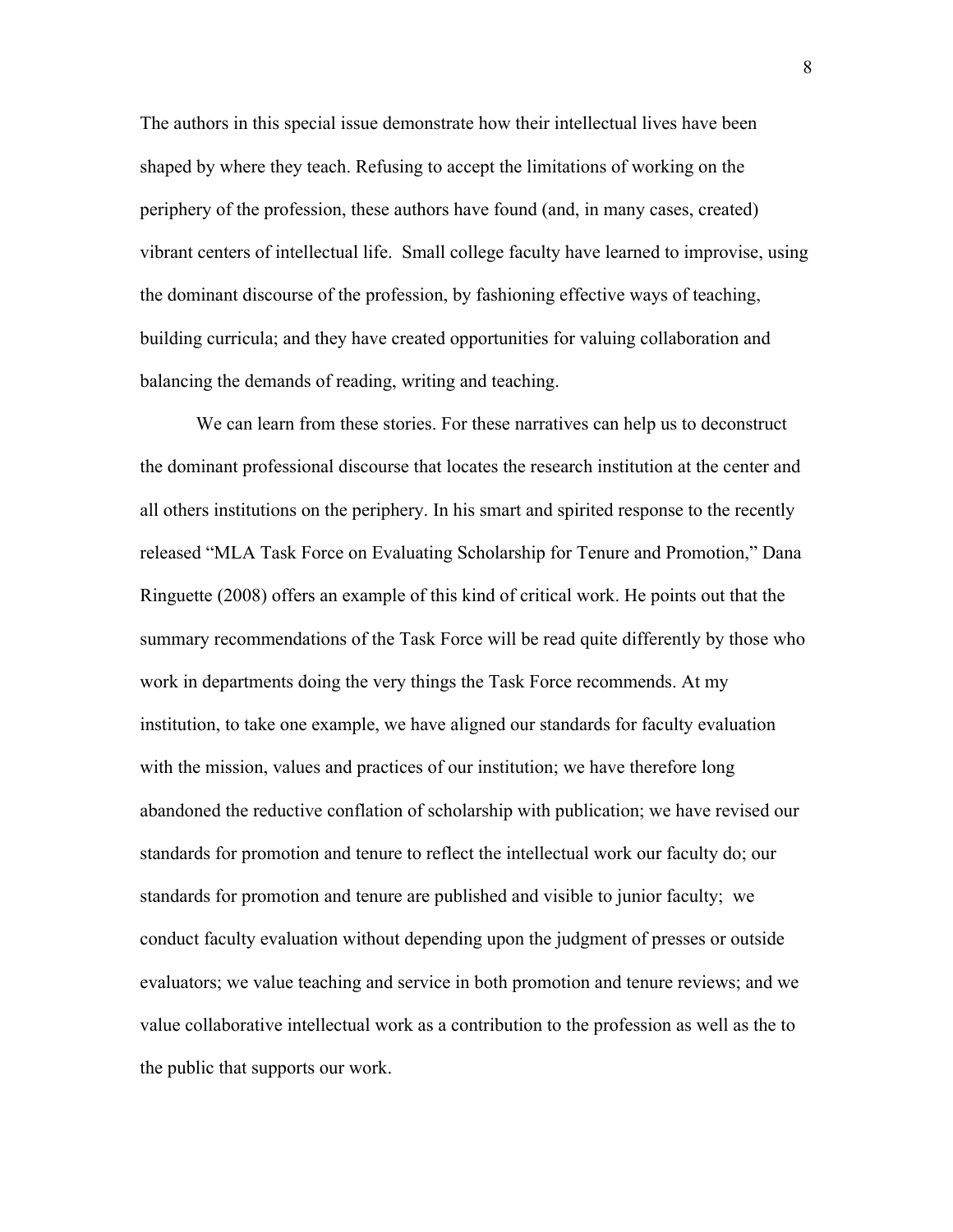The authors in this special issue demonstrate how their intellectual lives have been shaped by where they teach. Refusing to accept the limitations of working on the periphery of the profession, these authors have found (and, in many cases, created) vibrant centers of intellectual life. Small college faculty have learned to improvise, using the dominant discourse of the profession, by fashioning effective ways of teaching, building curricula; and they have created opportunities for valuing collaboration and balancing the demands of reading, writing and teaching.

We can learn from these stories. For these narratives can help us to deconstruct the dominant professional discourse that locates the research institution at the center and all others institutions on the periphery. In his smart and spirited response to the recently released "MLA Task Force on Evaluating Scholarship for Tenure and Promotion," Dana Ringuette (2008) offers an example of this kind of critical work. He points out that the summary recommendations of the Task Force will be read quite differently by those who work in departments doing the very things the Task Force recommends. At my institution, to take one example, we have aligned our standards for faculty evaluation with the mission, values and practices of our institution; we have therefore long abandoned the reductive conflation of scholarship with publication; we have revised our standards for promotion and tenure to reflect the intellectual work our faculty do; our standards for promotion and tenure are published and visible to junior faculty; we conduct faculty evaluation without depending upon the judgment of presses or outside evaluators; we value teaching and service in both promotion and tenure reviews; and we value collaborative intellectual work as a contribution to the profession as well as the to the public that supports our work.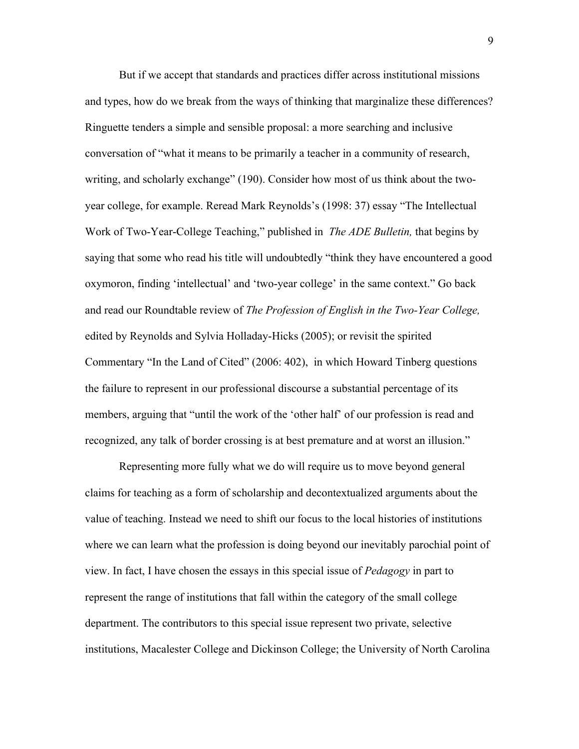But if we accept that standards and practices differ across institutional missions and types, how do we break from the ways of thinking that marginalize these differences? Ringuette tenders a simple and sensible proposal: a more searching and inclusive conversation of "what it means to be primarily a teacher in a community of research, writing, and scholarly exchange" (190). Consider how most of us think about the two-year college, for example. Reread Mark Reynolds's (1998: 37) essay "The Intellectual Work of Two-Year-College Teaching," published in *The ADE Bulletin,* that begins by saying that some who read his title will undoubtedly "think they have encountered a good oxymoron, finding 'intellectual' and 'two-year college' in the same context." Go back and read our Roundtable review of *The Profession of English in the Two-Year College,* edited by Reynolds and Sylvia Holladay-Hicks (2005); or revisit the spirited Commentary "In the Land of Cited" (2006: 402), in which Howard Tinberg questions the failure to represent in our professional discourse a substantial percentage of its members, arguing that "until the work of the 'other half' of our profession is read and recognized, any talk of border crossing is at best premature and at worst an illusion."

Representing more fully what we do will require us to move beyond general claims for teaching as a form of scholarship and decontextualized arguments about the value of teaching. Instead we need to shift our focus to the local histories of institutions where we can learn what the profession is doing beyond our inevitably parochial point of view. In fact, I have chosen the essays in this special issue of *Pedagogy* in part to represent the range of institutions that fall within the category of the small college department. The contributors to this special issue represent two private, selective institutions, Macalester College and Dickinson College; the University of North Carolina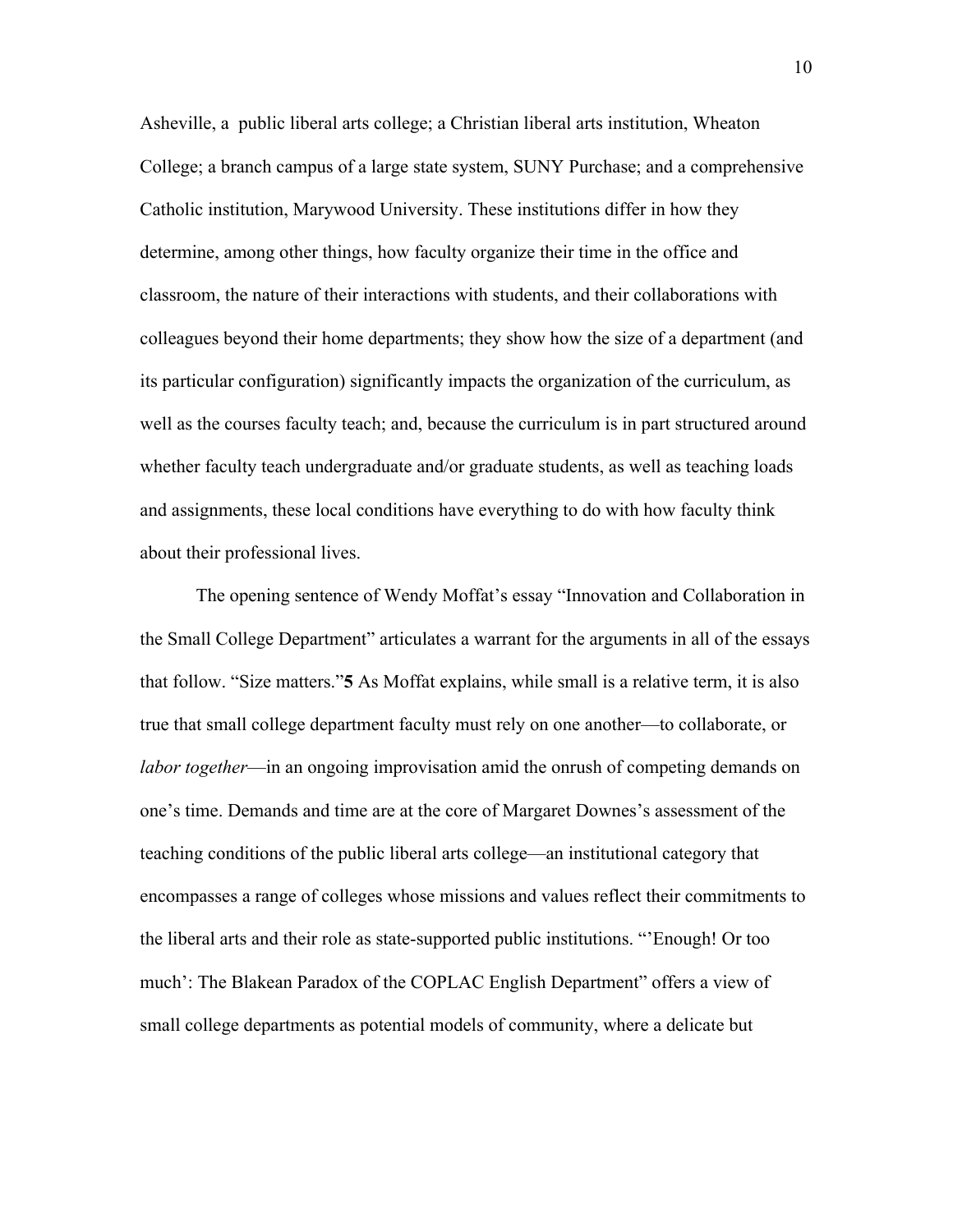Asheville, a public liberal arts college; a Christian liberal arts institution, Wheaton College; a branch campus of a large state system, SUNY Purchase; and a comprehensive Catholic institution, Marywood University. These institutions differ in how they determine, among other things, how faculty organize their time in the office and classroom, the nature of their interactions with students, and their collaborations with colleagues beyond their home departments; they show how the size of a department (and its particular configuration) significantly impacts the organization of the curriculum, as well as the courses faculty teach; and, because the curriculum is in part structured around whether faculty teach undergraduate and/or graduate students, as well as teaching loads and assignments, these local conditions have everything to do with how faculty think about their professional lives.

The opening sentence of Wendy Moffat's essay "Innovation and Collaboration in the Small College Department" articulates a warrant for the arguments in all of the essays that follow. "Size matters."[5] As Moffat explains, while small is a relative term, it is also true that small college department faculty must rely on one another—to collaborate, or *labor together*—in an ongoing improvisation amid the onrush of competing demands on one's time. Demands and time are at the core of Margaret Downes's assessment of the teaching conditions of the public liberal arts college—an institutional category that encompasses a range of colleges whose missions and values reflect their commitments to the liberal arts and their role as state-supported public institutions. "'Enough! Or too much': The Blakean Paradox of the COPLAC English Department" offers a view of small college departments as potential models of community, where a delicate but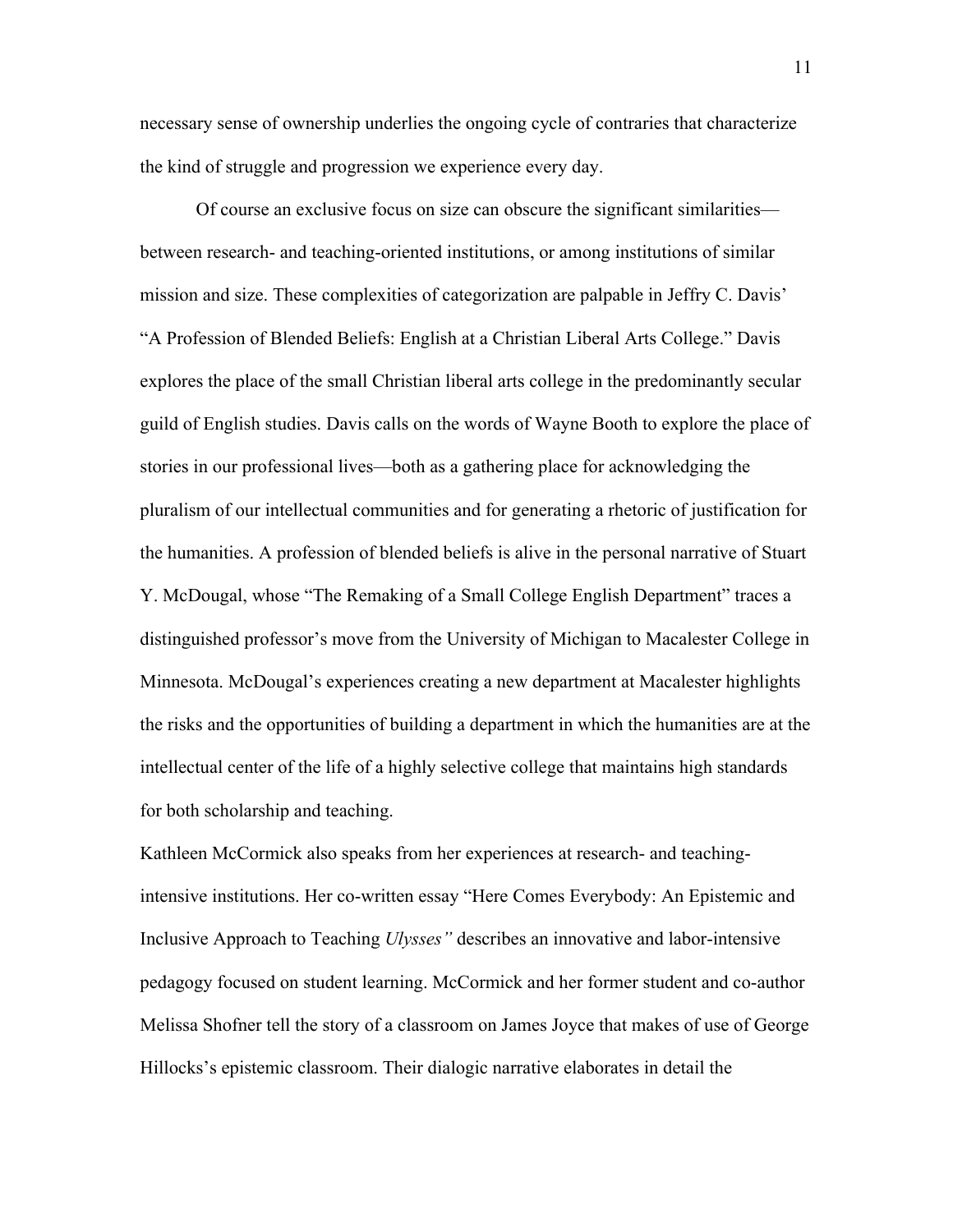necessary sense of ownership underlies the ongoing cycle of contraries that characterize the kind of struggle and progression we experience every day.

Of course an exclusive focus on size can obscure the significant similarities—between research- and teaching-oriented institutions, or among institutions of similar mission and size. These complexities of categorization are palpable in Jeffry C. Davis' "A Profession of Blended Beliefs: English at a Christian Liberal Arts College." Davis explores the place of the small Christian liberal arts college in the predominantly secular guild of English studies. Davis calls on the words of Wayne Booth to explore the place of stories in our professional lives—both as a gathering place for acknowledging the pluralism of our intellectual communities and for generating a rhetoric of justification for the humanities. A profession of blended beliefs is alive in the personal narrative of Stuart Y. McDougal, whose "The Remaking of a Small College English Department" traces a distinguished professor's move from the University of Michigan to Macalester College in Minnesota. McDougal's experiences creating a new department at Macalester highlights the risks and the opportunities of building a department in which the humanities are at the intellectual center of the life of a highly selective college that maintains high standards for both scholarship and teaching.

Kathleen McCormick also speaks from her experiences at research- and teaching-intensive institutions. Her co-written essay "Here Comes Everybody: An Epistemic and Inclusive Approach to Teaching *Ulysses"* describes an innovative and labor-intensive pedagogy focused on student learning. McCormick and her former student and co-author Melissa Shofner tell the story of a classroom on James Joyce that makes of use of George Hillocks's epistemic classroom. Their dialogic narrative elaborates in detail the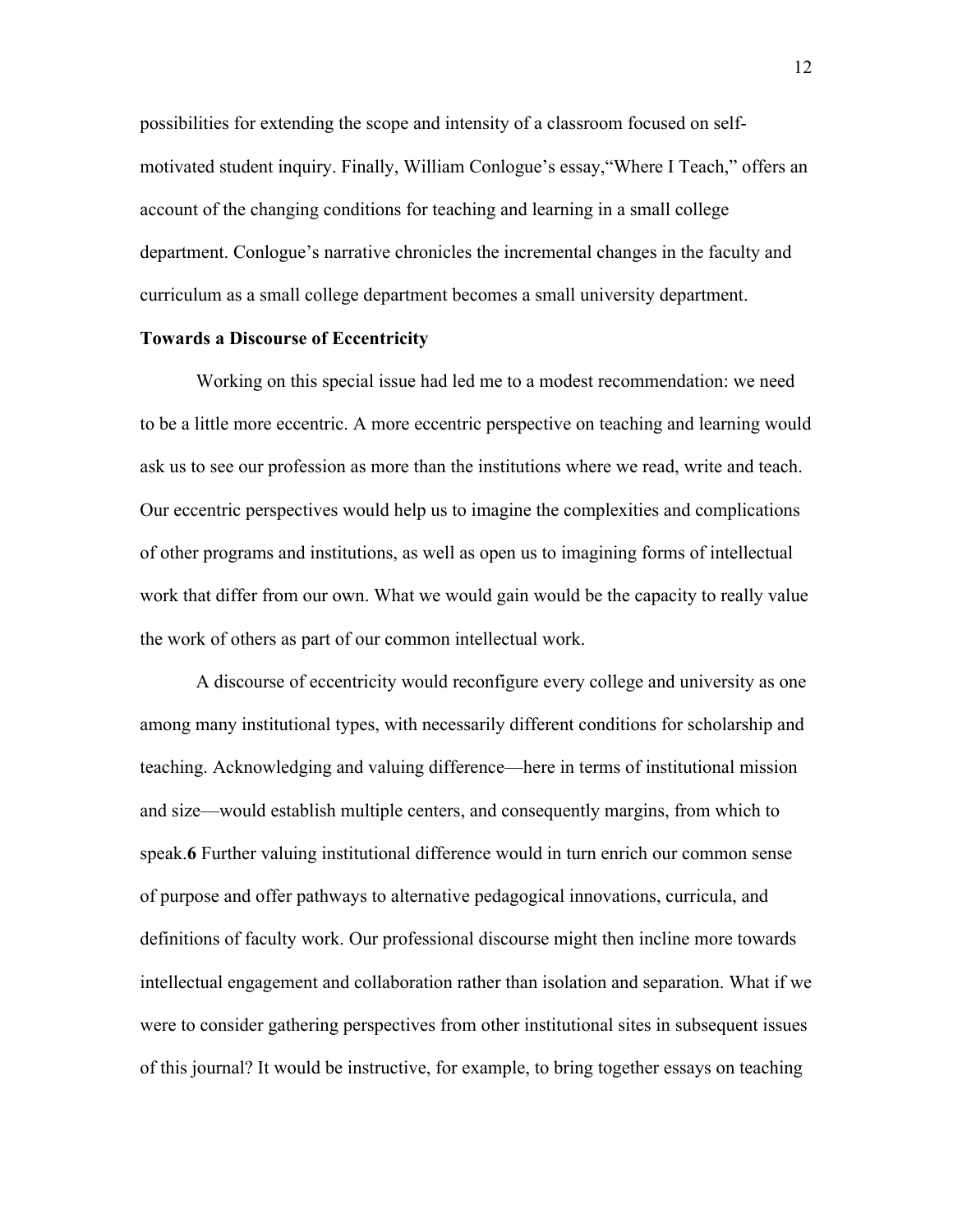possibilities for extending the scope and intensity of a classroom focused on self-motivated student inquiry. Finally, William Conlogue's essay,"Where I Teach," offers an account of the changing conditions for teaching and learning in a small college department. Conlogue's narrative chronicles the incremental changes in the faculty and curriculum as a small college department becomes a small university department.

**Towards a Discourse of Eccentricity**

Working on this special issue had led me to a modest recommendation: we need to be a little more eccentric. A more eccentric perspective on teaching and learning would ask us to see our profession as more than the institutions where we read, write and teach. Our eccentric perspectives would help us to imagine the complexities and complications of other programs and institutions, as well as open us to imagining forms of intellectual work that differ from our own. What we would gain would be the capacity to really value the work of others as part of our common intellectual work.

A discourse of eccentricity would reconfigure every college and university as one among many institutional types, with necessarily different conditions for scholarship and teaching. Acknowledging and valuing difference—here in terms of institutional mission and size—would establish multiple centers, and consequently margins, from which to speak.**6** Further valuing institutional difference would in turn enrich our common sense of purpose and offer pathways to alternative pedagogical innovations, curricula, and definitions of faculty work. Our professional discourse might then incline more towards intellectual engagement and collaboration rather than isolation and separation. What if we were to consider gathering perspectives from other institutional sites in subsequent issues of this journal? It would be instructive, for example, to bring together essays on teaching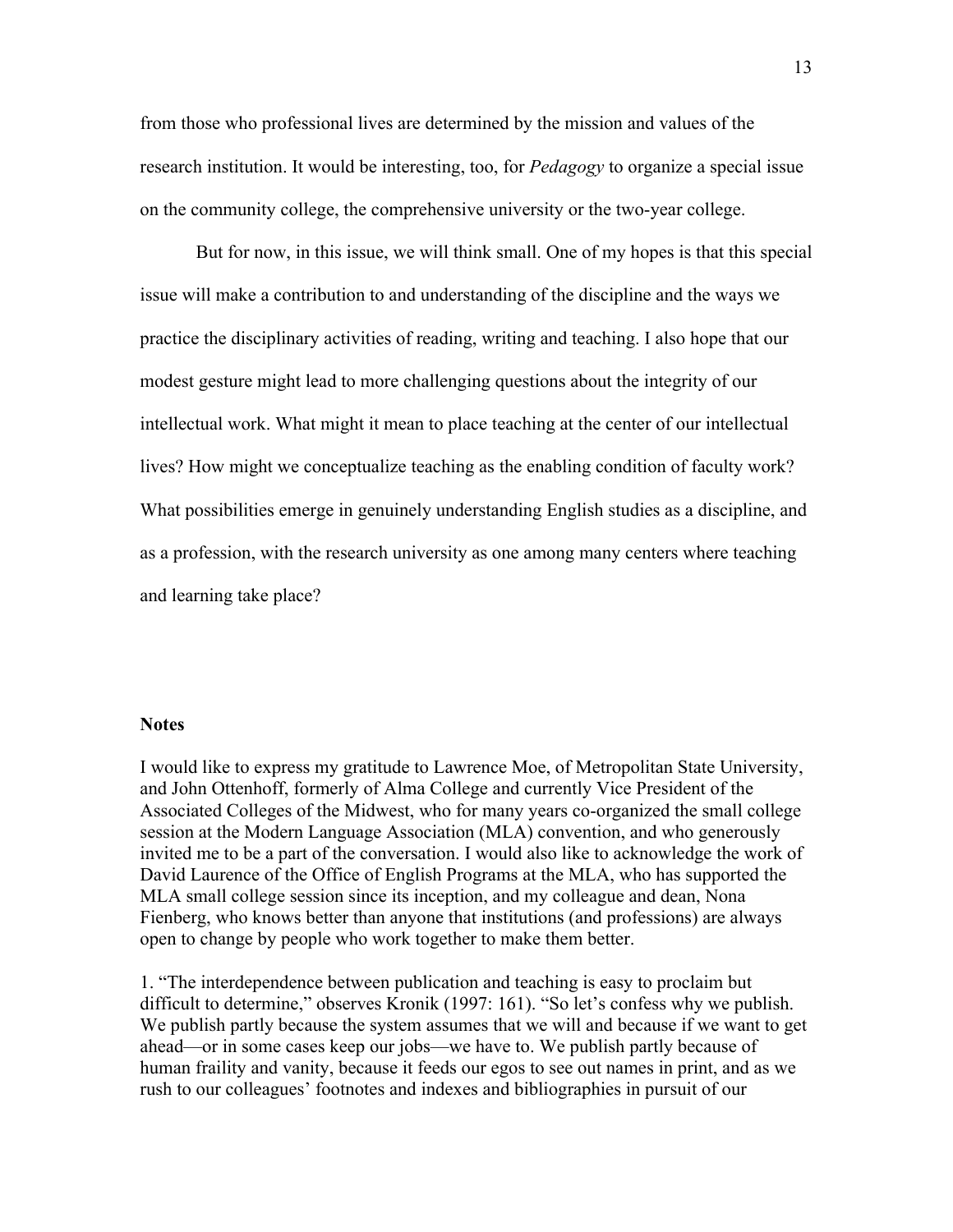from those who professional lives are determined by the mission and values of the research institution. It would be interesting, too, for *Pedagogy* to organize a special issue on the community college, the comprehensive university or the two-year college.

But for now, in this issue, we will think small. One of my hopes is that this special issue will make a contribution to and understanding of the discipline and the ways we practice the disciplinary activities of reading, writing and teaching. I also hope that our modest gesture might lead to more challenging questions about the integrity of our intellectual work. What might it mean to place teaching at the center of our intellectual lives? How might we conceptualize teaching as the enabling condition of faculty work? What possibilities emerge in genuinely understanding English studies as a discipline, and as a profession, with the research university as one among many centers where teaching and learning take place?

### Notes

I would like to express my gratitude to Lawrence Moe, of Metropolitan State University, and John Ottenhoff, formerly of Alma College and currently Vice President of the Associated Colleges of the Midwest, who for many years co-organized the small college session at the Modern Language Association (MLA) convention, and who generously invited me to be a part of the conversation. I would also like to acknowledge the work of David Laurence of the Office of English Programs at the MLA, who has supported the MLA small college session since its inception, and my colleague and dean, Nona Fienberg, who knows better than anyone that institutions (and professions) are always open to change by people who work together to make them better.

1. "The interdependence between publication and teaching is easy to proclaim but difficult to determine," observes Kronik (1997: 161). "So let's confess why we publish. We publish partly because the system assumes that we will and because if we want to get ahead—or in some cases keep our jobs—we have to. We publish partly because of human fraility and vanity, because it feeds our egos to see out names in print, and as we rush to our colleagues' footnotes and indexes and bibliographies in pursuit of our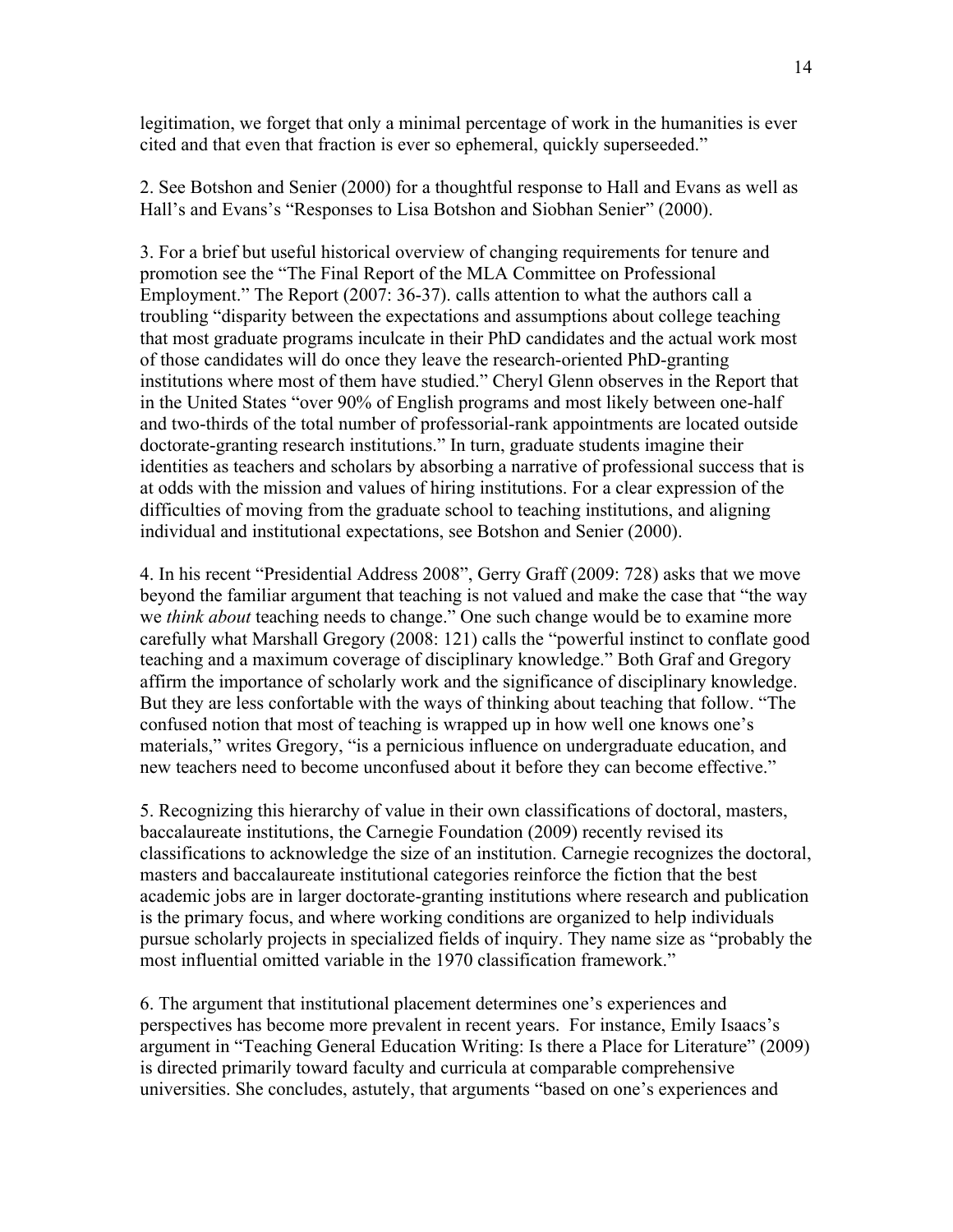legitimation, we forget that only a minimal percentage of work in the humanities is ever cited and that even that fraction is ever so ephemeral, quickly superseeded."

2. See Botshon and Senier (2000) for a thoughtful response to Hall and Evans as well as Hall's and Evans's "Responses to Lisa Botshon and Siobhan Senier" (2000).

3. For a brief but useful historical overview of changing requirements for tenure and promotion see the "The Final Report of the MLA Committee on Professional Employment." The Report (2007: 36-37). calls attention to what the authors call a troubling "disparity between the expectations and assumptions about college teaching that most graduate programs inculcate in their PhD candidates and the actual work most of those candidates will do once they leave the research-oriented PhD-granting institutions where most of them have studied." Cheryl Glenn observes in the Report that in the United States "over 90% of English programs and most likely between one-half and two-thirds of the total number of professorial-rank appointments are located outside doctorate-granting research institutions." In turn, graduate students imagine their identities as teachers and scholars by absorbing a narrative of professional success that is at odds with the mission and values of hiring institutions. For a clear expression of the difficulties of moving from the graduate school to teaching institutions, and aligning individual and institutional expectations, see Botshon and Senier (2000).

4. In his recent "Presidential Address 2008", Gerry Graff (2009: 728) asks that we move beyond the familiar argument that teaching is not valued and make the case that "the way we *think about* teaching needs to change." One such change would be to examine more carefully what Marshall Gregory (2008: 121) calls the "powerful instinct to conflate good teaching and a maximum coverage of disciplinary knowledge." Both Graf and Gregory affirm the importance of scholarly work and the significance of disciplinary knowledge. But they are less confortable with the ways of thinking about teaching that follow. "The confused notion that most of teaching is wrapped up in how well one knows one's materials," writes Gregory, "is a pernicious influence on undergraduate education, and new teachers need to become unconfused about it before they can become effective."

5. Recognizing this hierarchy of value in their own classifications of doctoral, masters, baccalaureate institutions, the Carnegie Foundation (2009) recently revised its classifications to acknowledge the size of an institution. Carnegie recognizes the doctoral, masters and baccalaureate institutional categories reinforce the fiction that the best academic jobs are in larger doctorate-granting institutions where research and publication is the primary focus, and where working conditions are organized to help individuals pursue scholarly projects in specialized fields of inquiry. They name size as "probably the most influential omitted variable in the 1970 classification framework."

6. The argument that institutional placement determines one's experiences and perspectives has become more prevalent in recent years. For instance, Emily Isaacs's argument in "Teaching General Education Writing: Is there a Place for Literature" (2009) is directed primarily toward faculty and curricula at comparable comprehensive universities. She concludes, astutely, that arguments "based on one's experiences and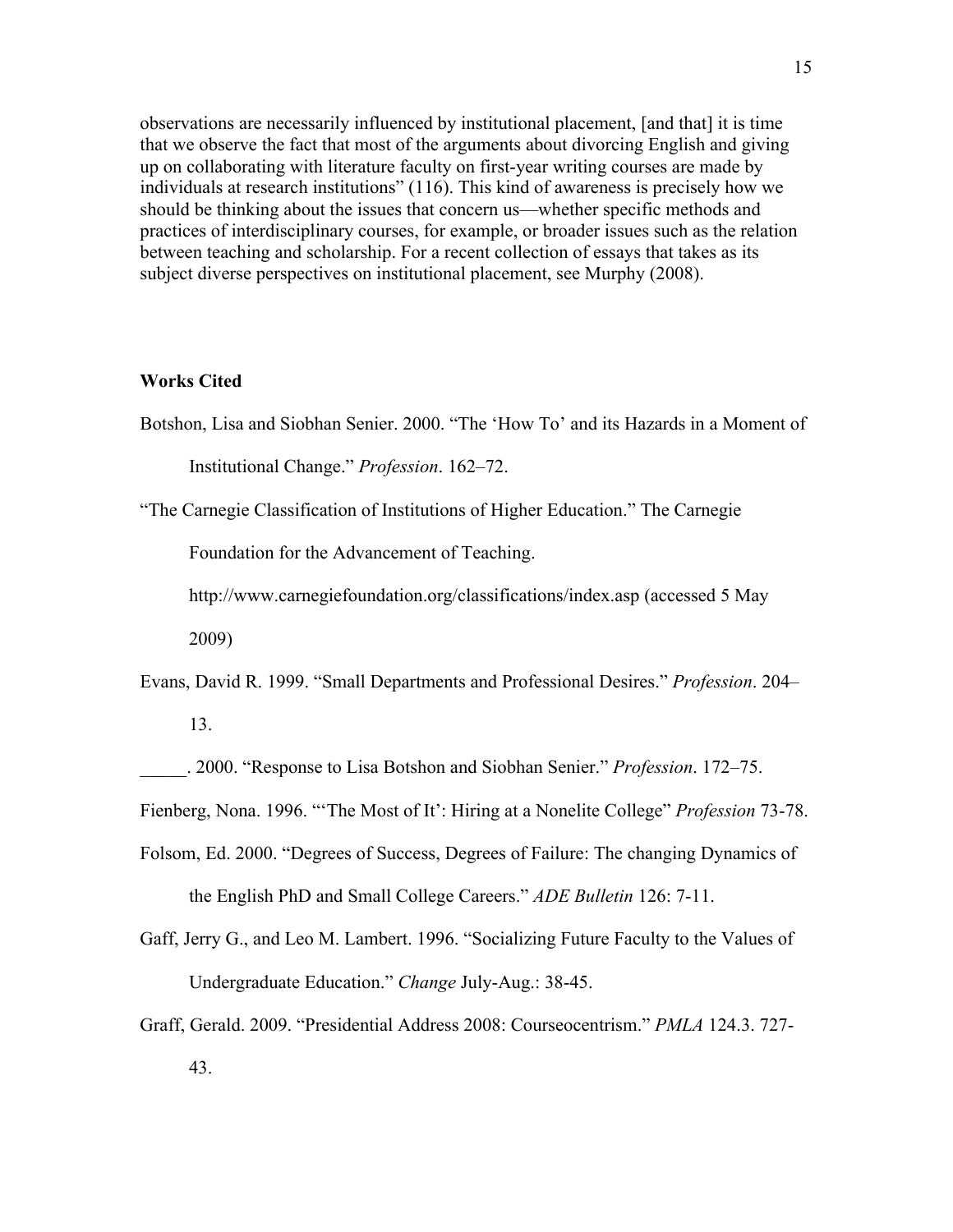observations are necessarily influenced by institutional placement, [and that] it is time that we observe the fact that most of the arguments about divorcing English and giving up on collaborating with literature faculty on first-year writing courses are made by individuals at research institutions" (116). This kind of awareness is precisely how we should be thinking about the issues that concern us—whether specific methods and practices of interdisciplinary courses, for example, or broader issues such as the relation between teaching and scholarship. For a recent collection of essays that takes as its subject diverse perspectives on institutional placement, see Murphy (2008).

**Works Cited**

Botshon, Lisa and Siobhan Senier. 2000. "The 'How To' and its Hazards in a Moment of Institutional Change." *Profession*. 162–72.

"The Carnegie Classification of Institutions of Higher Education." The Carnegie Foundation for the Advancement of Teaching. http://www.carnegiefoundation.org/classifications/index.asp (accessed 5 May 2009)

Evans, David R. 1999. "Small Departments and Professional Desires." *Profession*. 204–13.

_____. 2000. "Response to Lisa Botshon and Siobhan Senier." *Profession*. 172–75.

Fienberg, Nona. 1996. "'The Most of It': Hiring at a Nonelite College" *Profession* 73-78.

Folsom, Ed. 2000. "Degrees of Success, Degrees of Failure: The changing Dynamics of the English PhD and Small College Careers." *ADE Bulletin* 126: 7-11.

Gaff, Jerry G., and Leo M. Lambert. 1996. "Socializing Future Faculty to the Values of Undergraduate Education." *Change* July-Aug.: 38-45.

Graff, Gerald. 2009. "Presidential Address 2008: Courseocentrism." *PMLA* 124.3. 727-43.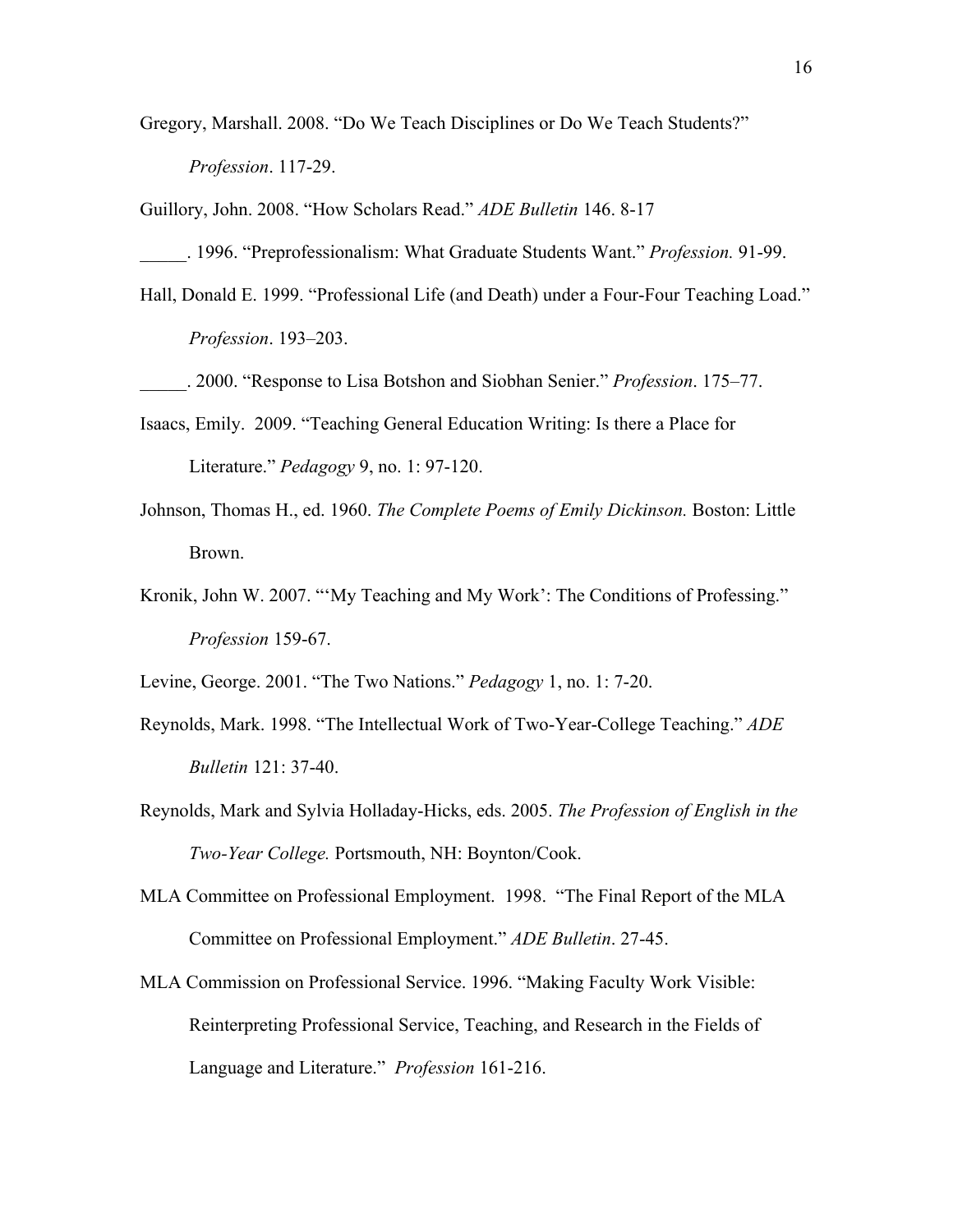Gregory, Marshall. 2008. "Do We Teach Disciplines or Do We Teach Students?" *Profession*. 117-29.

Guillory, John. 2008. "How Scholars Read." *ADE Bulletin* 146. 8-17

_____. 1996. "Preprofessionalism: What Graduate Students Want." *Profession.* 91-99.

Hall, Donald E. 1999. "Professional Life (and Death) under a Four-Four Teaching Load." *Profession*. 193–203.

_____. 2000. "Response to Lisa Botshon and Siobhan Senier." *Profession*. 175–77.

Isaacs, Emily. 2009. "Teaching General Education Writing: Is there a Place for Literature." *Pedagogy* 9, no. 1: 97-120.

Johnson, Thomas H., ed. 1960. *The Complete Poems of Emily Dickinson.* Boston: Little Brown.

Kronik, John W. 2007. "'My Teaching and My Work': The Conditions of Professing." *Profession* 159-67.

Levine, George. 2001. "The Two Nations." *Pedagogy* 1, no. 1: 7-20.

Reynolds, Mark. 1998. "The Intellectual Work of Two-Year-College Teaching." *ADE Bulletin* 121: 37-40.

Reynolds, Mark and Sylvia Holladay-Hicks, eds. 2005. *The Profession of English in the Two-Year College.* Portsmouth, NH: Boynton/Cook.

MLA Committee on Professional Employment. 1998. "The Final Report of the MLA Committee on Professional Employment." *ADE Bulletin*. 27-45.

MLA Commission on Professional Service. 1996. "Making Faculty Work Visible: Reinterpreting Professional Service, Teaching, and Research in the Fields of Language and Literature." *Profession* 161-216.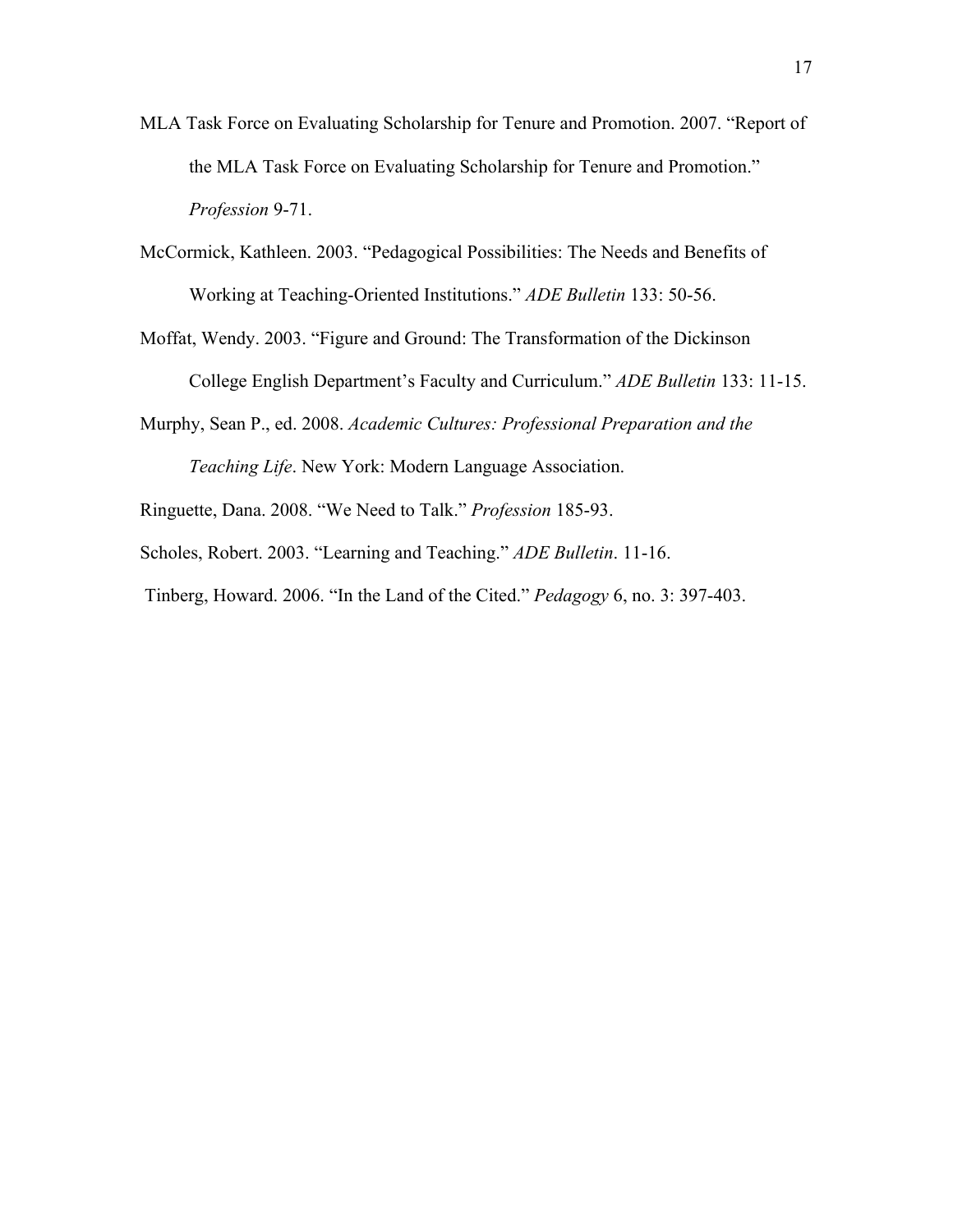MLA Task Force on Evaluating Scholarship for Tenure and Promotion. 2007. "Report of the MLA Task Force on Evaluating Scholarship for Tenure and Promotion." *Profession* 9-71.

McCormick, Kathleen. 2003. "Pedagogical Possibilities: The Needs and Benefits of Working at Teaching-Oriented Institutions." *ADE Bulletin* 133: 50-56.

Moffat, Wendy. 2003. "Figure and Ground: The Transformation of the Dickinson College English Department's Faculty and Curriculum." *ADE Bulletin* 133: 11-15.

Murphy, Sean P., ed. 2008. *Academic Cultures: Professional Preparation and the Teaching Life*. New York: Modern Language Association.

Ringuette, Dana. 2008. "We Need to Talk." *Profession* 185-93.

Scholes, Robert. 2003. "Learning and Teaching." *ADE Bulletin*. 11-16.

Tinberg, Howard. 2006. "In the Land of the Cited." *Pedagogy* 6, no. 3: 397-403.